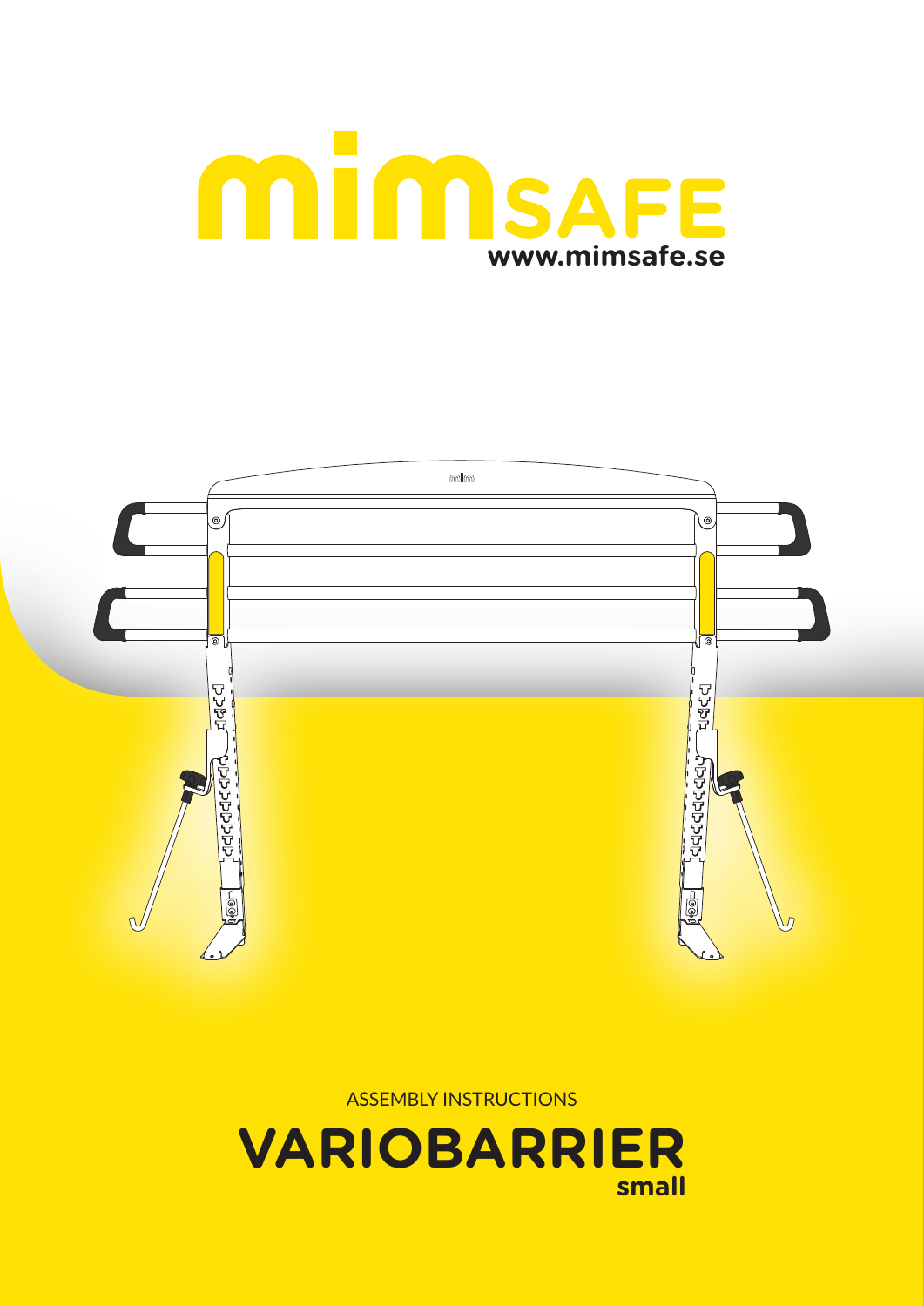# mimSAFE

**www.mimsafe.se**

ASSEMBLY INSTRUCTIONS

# VARIOBARRIER

**small**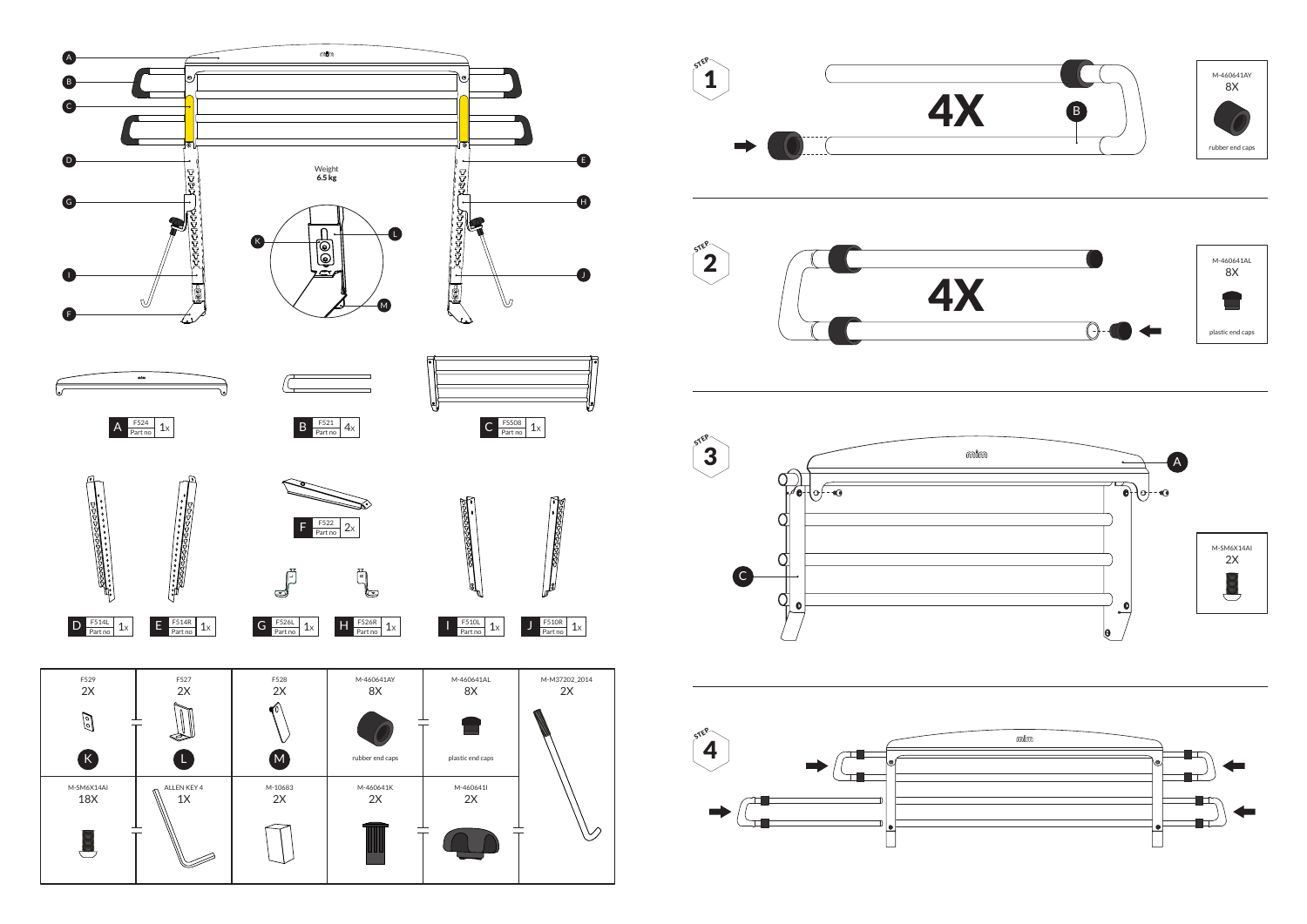A

B

C

D

E

G

H

I

J

F

K

L

M

Weight
**6.5 kg**

| | Part no | Qty |
|---|---|---|
| A | F524 | 1x |
| B | F521 | 4x |
| C | F5508 | 1x |
| D | F514L | 1x |
| E | F514R | 1x |
| F | F522 | 2x |
| G | F526L | 1x |
| H | F526R | 1x |
| I | F510L | 1x |
| J | F510R | 1x |

| F529 | F527 | F528 | M-460641AY | M-460641AL | M-M37202_2014 |
|---|---|---|---|---|---|
| 2X | 2X | 2X | 8X | 8X | 2X |
| K | L | M | rubber end caps | plastic end caps | |
| **M-SM6X14AI** | **ALLEN KEY 4** | **M-10683** | **M-460641K** | **M-460641I** | |
| 18X | 1X | 2X | 2X | 2X | |

## STEP 1

4X

B

M-460641AY
8X
rubber end caps

## STEP 2

4X

M-460641AL
8X
plastic end caps

## STEP 3

A

C

M-SM6X14AI
2X

## STEP 4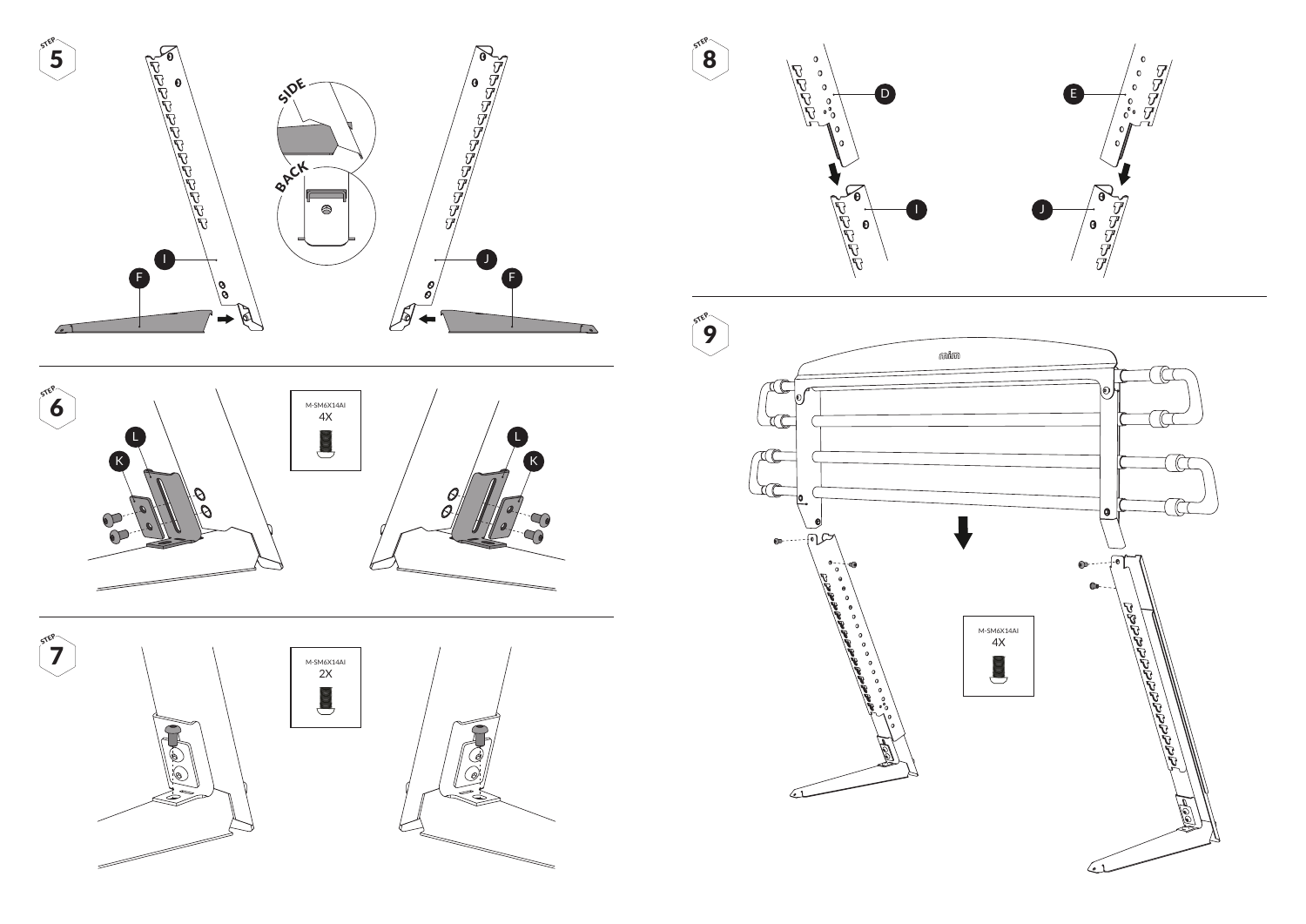STEP 5

SIDE

BACK

I

J

F

F

STEP 6

M-SM6X14AI
4X

L

K

L

K

STEP 7

M-SM6X14AI
2X

STEP 8

D

E

I

J

STEP 9

mim

M-SM6X14AI
4X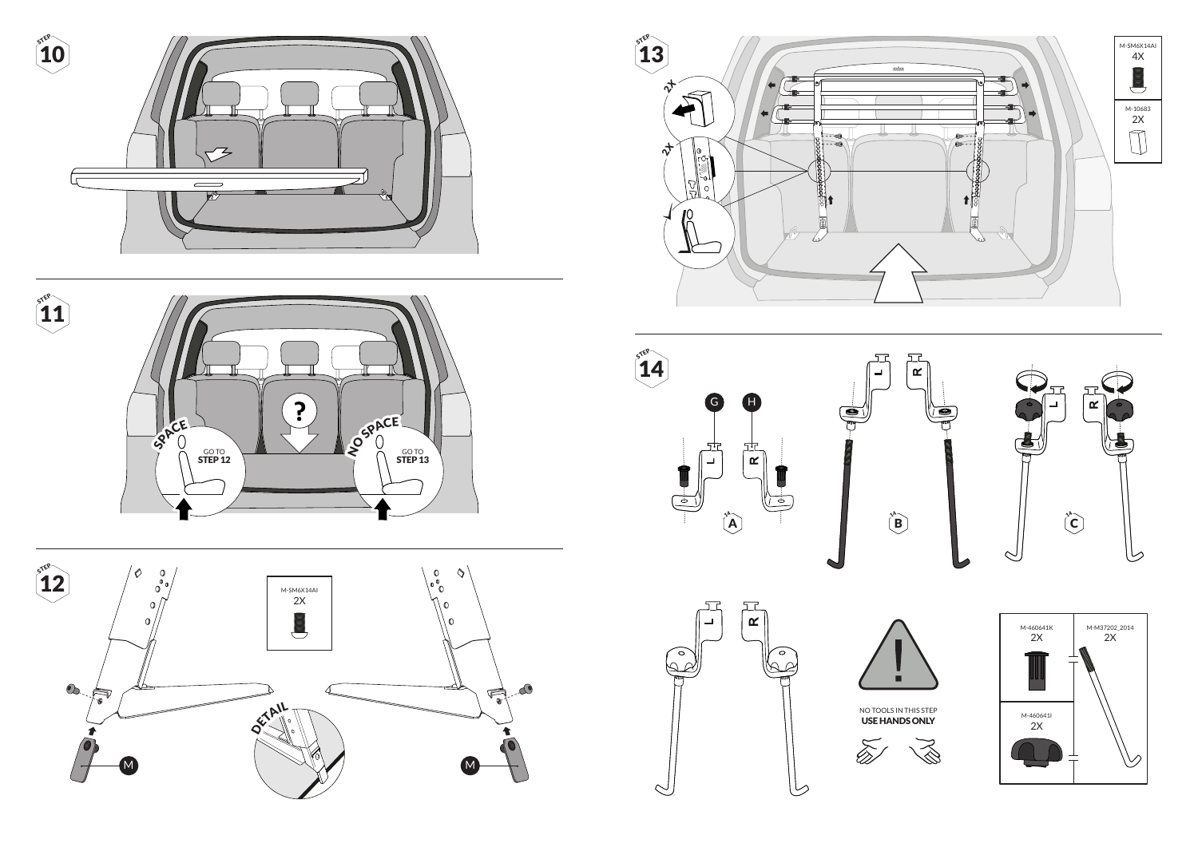STEP 10

STEP 11

SPACE

GO TO **STEP 12**

NO SPACE

GO TO **STEP 13**

STEP 12

M-SM6X14AI
2X

DETAIL

M

M

STEP 13

2X

2X

M-SM6X14AI
4X

M-10683
2X

STEP 14

G

H

L

R

A

B

C

NO TOOLS IN THIS STEP
**USE HANDS ONLY**

| M-460641K 2X | M-M37202_2014 2X |
|---|---|
| M-460641I 2X | |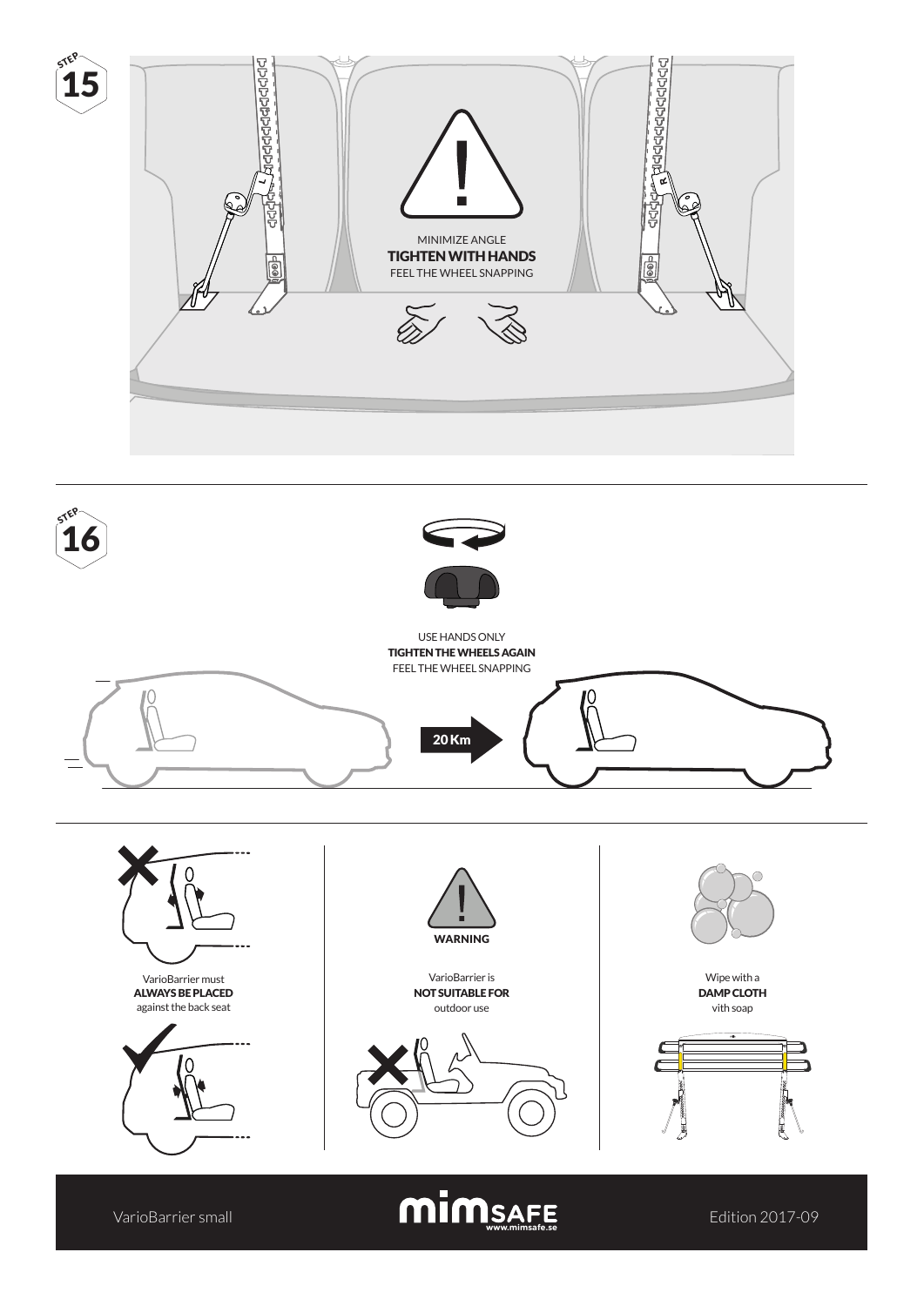STEP 15

MINIMIZE ANGLE
**TIGHTEN WITH HANDS**
FEEL THE WHEEL SNAPPING

STEP 16

USE HANDS ONLY
**TIGHTEN THE WHEELS AGAIN**
FEEL THE WHEEL SNAPPING

20 Km

VarioBarrier must
**ALWAYS BE PLACED**
against the back seat

**WARNING**

VarioBarrier is
**NOT SUITABLE FOR**
outdoor use

Wipe with a
**DAMP CLOTH**
vith soap

VarioBarrier small

Edition 2017-09